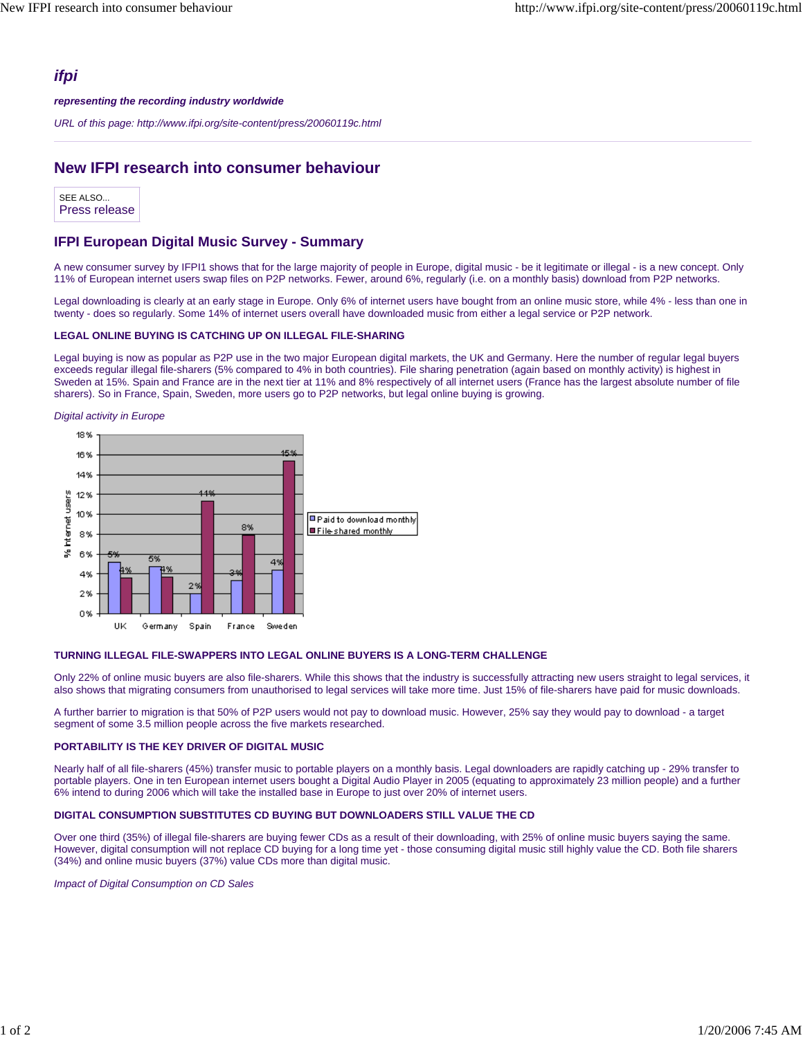# ifpi

***representing the recording industry worldwide***

*URL of this page: http://www.ifpi.org/site-content/press/20060119c.html*

## New IFPI research into consumer behaviour

SEE ALSO...
Press release

### IFPI European Digital Music Survey - Summary

A new consumer survey by IFPI1 shows that for the large majority of people in Europe, digital music - be it legitimate or illegal - is a new concept. Only 11% of European internet users swap files on P2P networks. Fewer, around 6%, regularly (i.e. on a monthly basis) download from P2P networks.

Legal downloading is clearly at an early stage in Europe. Only 6% of internet users have bought from an online music store, while 4% - less than one in twenty - does so regularly. Some 14% of internet users overall have downloaded music from either a legal service or P2P network.

#### LEGAL ONLINE BUYING IS CATCHING UP ON ILLEGAL FILE-SHARING

Legal buying is now as popular as P2P use in the two major European digital markets, the UK and Germany. Here the number of regular legal buyers exceeds regular illegal file-sharers (5% compared to 4% in both countries). File sharing penetration (again based on monthly activity) is highest in Sweden at 15%. Spain and France are in the next tier at 11% and 8% respectively of all internet users (France has the largest absolute number of file sharers). So in France, Spain, Sweden, more users go to P2P networks, but legal online buying is growing.

*Digital activity in Europe*

| % Internet users | UK | Germany | Spain | France | Sweden |
|---|---|---|---|---|---|
| Paid to download monthly | 5% | 5% | 2% | 3% | 4% |
| File-shared monthly | 4% | 4% | 11% | 8% | 15% |

#### TURNING ILLEGAL FILE-SWAPPERS INTO LEGAL ONLINE BUYERS IS A LONG-TERM CHALLENGE

Only 22% of online music buyers are also file-sharers. While this shows that the industry is successfully attracting new users straight to legal services, it also shows that migrating consumers from unauthorised to legal services will take more time. Just 15% of file-sharers have paid for music downloads.

A further barrier to migration is that 50% of P2P users would not pay to download music. However, 25% say they would pay to download - a target segment of some 3.5 million people across the five markets researched.

#### PORTABILITY IS THE KEY DRIVER OF DIGITAL MUSIC

Nearly half of all file-sharers (45%) transfer music to portable players on a monthly basis. Legal downloaders are rapidly catching up - 29% transfer to portable players. One in ten European internet users bought a Digital Audio Player in 2005 (equating to approximately 23 million people) and a further 6% intend to during 2006 which will take the installed base in Europe to just over 20% of internet users.

#### DIGITAL CONSUMPTION SUBSTITUTES CD BUYING BUT DOWNLOADERS STILL VALUE THE CD

Over one third (35%) of illegal file-sharers are buying fewer CDs as a result of their downloading, with 25% of online music buyers saying the same. However, digital consumption will not replace CD buying for a long time yet - those consuming digital music still highly value the CD. Both file sharers (34%) and online music buyers (37%) value CDs more than digital music.

*Impact of Digital Consumption on CD Sales*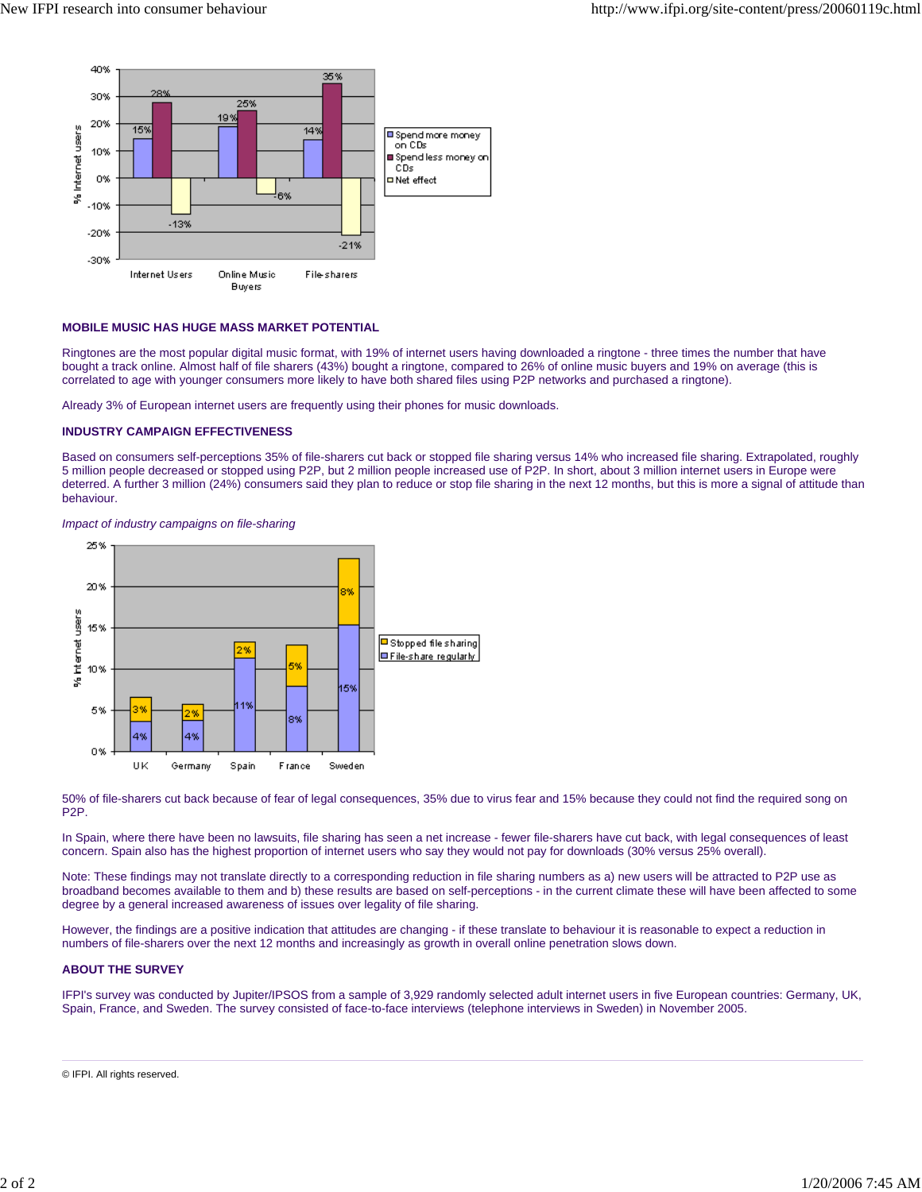40%
30%
20%
10%
0%
-10%
-20%
-30%
% Internet users
15%
28%
-13%
19%
25%
-6%
14%
35%
-21%
Internet Users
Online Music Buyers
File-sharers
Spend more money on CDs
Spend less money on CDs
Net effect

### MOBILE MUSIC HAS HUGE MASS MARKET POTENTIAL

Ringtones are the most popular digital music format, with 19% of internet users having downloaded a ringtone - three times the number that have bought a track online. Almost half of file sharers (43%) bought a ringtone, compared to 26% of online music buyers and 19% on average (this is correlated to age with younger consumers more likely to have both shared files using P2P networks and purchased a ringtone).

Already 3% of European internet users are frequently using their phones for music downloads.

### INDUSTRY CAMPAIGN EFFECTIVENESS

Based on consumers self-perceptions 35% of file-sharers cut back or stopped file sharing versus 14% who increased file sharing. Extrapolated, roughly 5 million people decreased or stopped using P2P, but 2 million people increased use of P2P. In short, about 3 million internet users in Europe were deterred. A further 3 million (24%) consumers said they plan to reduce or stop file sharing in the next 12 months, but this is more a signal of attitude than behaviour.

*Impact of industry campaigns on file-sharing*

25%
20%
15%
10%
5%
0%
% Internet users
3%
4%
2%
4%
2%
11%
5%
8%
8%
15%
UK
Germany
Spain
France
Sweden
Stopped file sharing
File-share regularly

50% of file-sharers cut back because of fear of legal consequences, 35% due to virus fear and 15% because they could not find the required song on P2P.

In Spain, where there have been no lawsuits, file sharing has seen a net increase - fewer file-sharers have cut back, with legal consequences of least concern. Spain also has the highest proportion of internet users who say they would not pay for downloads (30% versus 25% overall).

Note: These findings may not translate directly to a corresponding reduction in file sharing numbers as a) new users will be attracted to P2P use as broadband becomes available to them and b) these results are based on self-perceptions - in the current climate these will have been affected to some degree by a general increased awareness of issues over legality of file sharing.

However, the findings are a positive indication that attitudes are changing - if these translate to behaviour it is reasonable to expect a reduction in numbers of file-sharers over the next 12 months and increasingly as growth in overall online penetration slows down.

### ABOUT THE SURVEY

IFPI's survey was conducted by Jupiter/IPSOS from a sample of 3,929 randomly selected adult internet users in five European countries: Germany, UK, Spain, France, and Sweden. The survey consisted of face-to-face interviews (telephone interviews in Sweden) in November 2005.

© IFPI. All rights reserved.